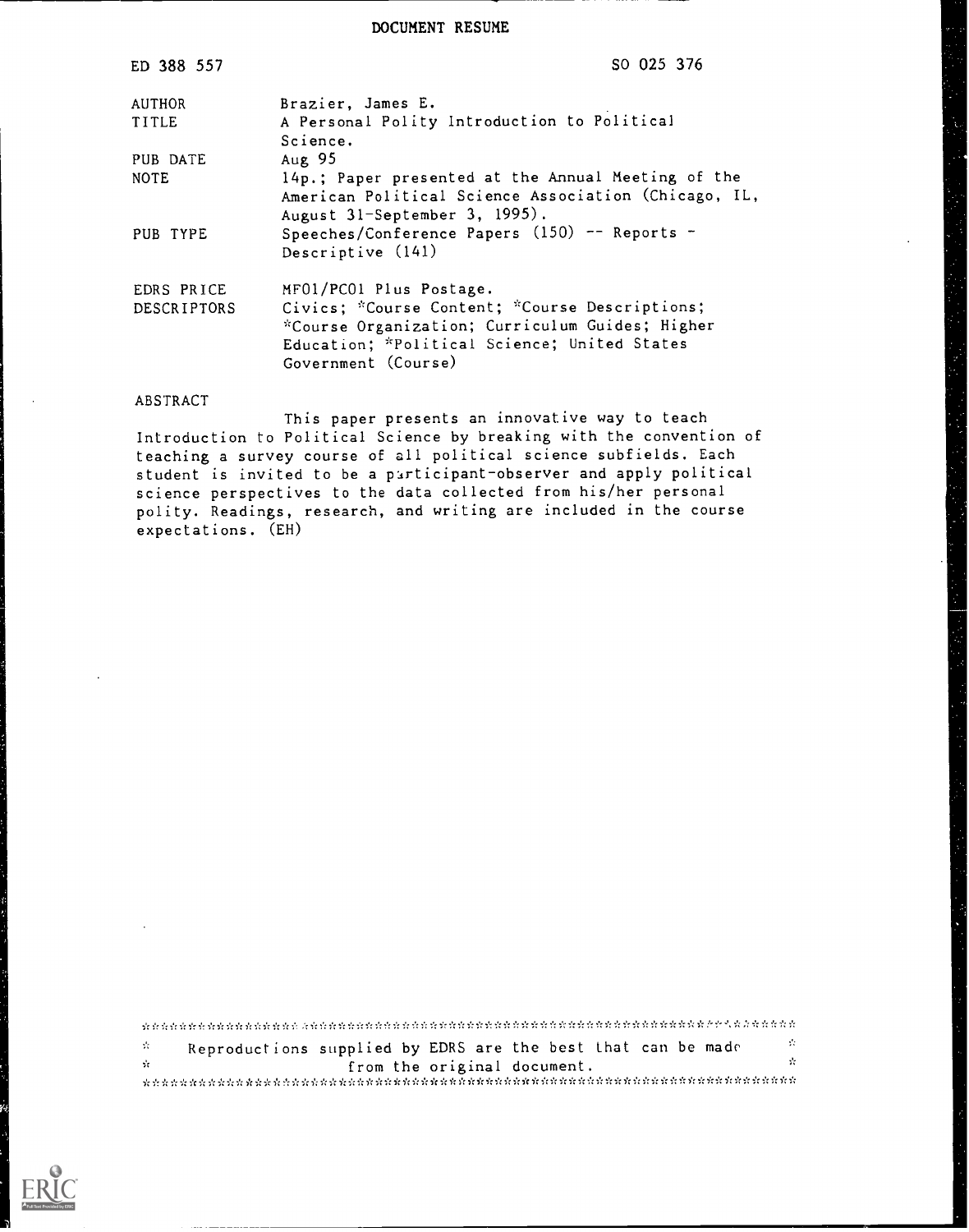# DOCUMENT RESUME

ED 388 557 SO 025 376

| | |
|---|---|
| AUTHOR | Brazier, James E. |
| TITLE | A Personal Polity Introduction to Political Science. |
| PUB DATE | Aug 95 |
| NOTE | 14p.; Paper presented at the Annual Meeting of the American Political Science Association (Chicago, IL, August 31-September 3, 1995). |
| PUB TYPE | Speeches/Conference Papers (150) -- Reports - Descriptive (141) |
| EDRS PRICE | MF01/PC01 Plus Postage. |
| DESCRIPTORS | Civics; *Course Content; *Course Descriptions; *Course Organization; Curriculum Guides; Higher Education; *Political Science; United States Government (Course) |

## ABSTRACT

This paper presents an innovative way to teach Introduction to Political Science by breaking with the convention of teaching a survey course of all political science subfields. Each student is invited to be a participant-observer and apply political science perspectives to the data collected from his/her personal polity. Readings, research, and writing are included in the course expectations. (EH)

***********************************************************************
* Reproductions supplied by EDRS are the best that can be made *
* from the original document. *
***********************************************************************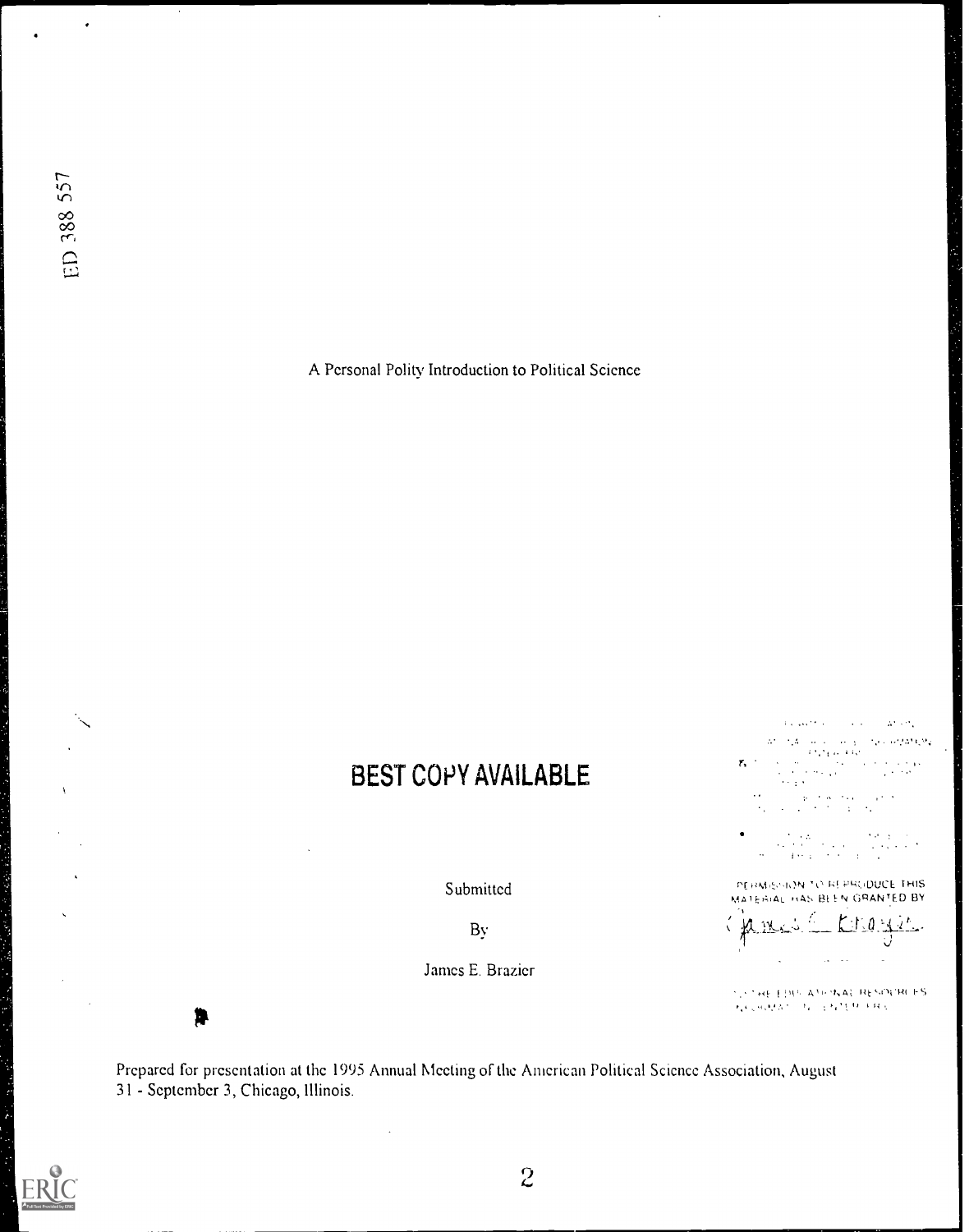ED 388 557

A Personal Polity Introduction to Political Science

BEST COPY AVAILABLE

Submitted

By

James E. Brazier

PERMISSION TO REPRODUCE THIS MATERIAL HAS BEEN GRANTED BY

James E. Brazier

TO THE EDUCATIONAL RESOURCES INFORMATION CENTER (ERIC)

Prepared for presentation at the 1995 Annual Meeting of the American Political Science Association, August 31 - September 3, Chicago, Illinois.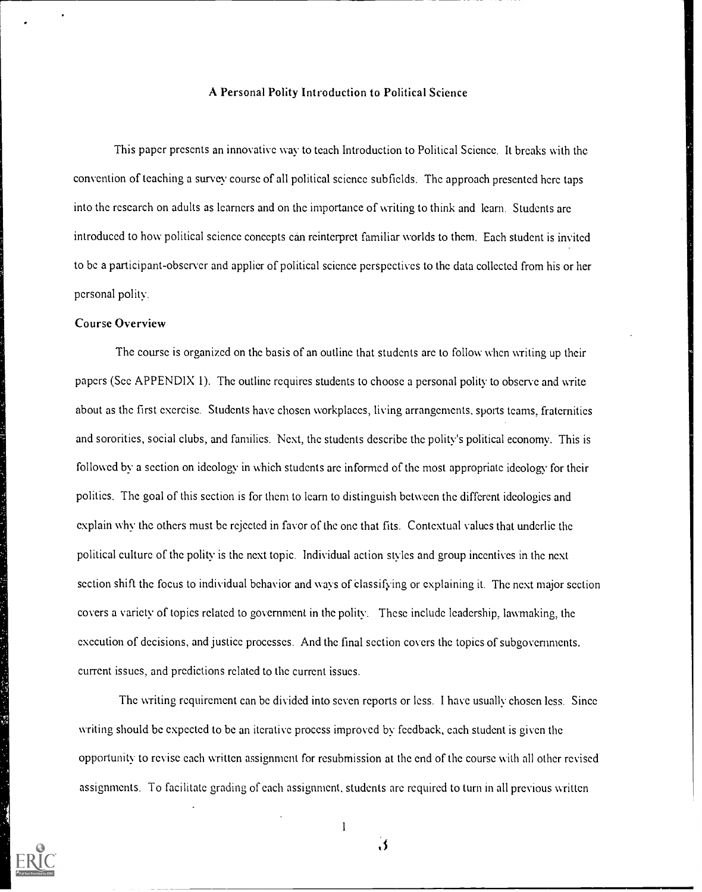## A Personal Polity Introduction to Political Science

This paper presents an innovative way to teach Introduction to Political Science. It breaks with the convention of teaching a survey course of all political science subfields. The approach presented here taps into the research on adults as learners and on the importance of writing to think and learn. Students are introduced to how political science concepts can reinterpret familiar worlds to them. Each student is invited to be a participant-observer and applier of political science perspectives to the data collected from his or her personal polity.

### Course Overview

The course is organized on the basis of an outline that students are to follow when writing up their papers (See APPENDIX 1). The outline requires students to choose a personal polity to observe and write about as the first exercise. Students have chosen workplaces, living arrangements, sports teams, fraternities and sororities, social clubs, and families. Next, the students describe the polity's political economy. This is followed by a section on ideology in which students are informed of the most appropriate ideology for their polities. The goal of this section is for them to learn to distinguish between the different ideologies and explain why the others must be rejected in favor of the one that fits. Contextual values that underlie the political culture of the polity is the next topic. Individual action styles and group incentives in the next section shift the focus to individual behavior and ways of classifying or explaining it. The next major section covers a variety of topics related to government in the polity. These include leadership, lawmaking, the execution of decisions, and justice processes. And the final section covers the topics of subgovernments, current issues, and predictions related to the current issues.

The writing requirement can be divided into seven reports or less. I have usually chosen less. Since writing should be expected to be an iterative process improved by feedback, each student is given the opportunity to revise each written assignment for resubmission at the end of the course with all other revised assignments. To facilitate grading of each assignment, students are required to turn in all previous written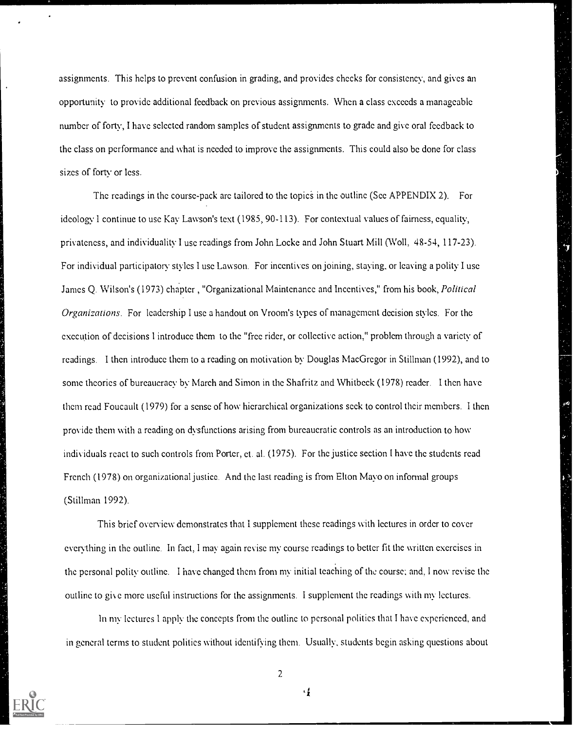assignments. This helps to prevent confusion in grading, and provides checks for consistency, and gives an opportunity to provide additional feedback on previous assignments. When a class exceeds a manageable number of forty, I have selected random samples of student assignments to grade and give oral feedback to the class on performance and what is needed to improve the assignments. This could also be done for class sizes of forty or less.

The readings in the course-pack are tailored to the topics in the outline (See APPENDIX 2). For ideology I continue to use Kay Lawson's text (1985, 90-113). For contextual values of fairness, equality, privateness, and individuality I use readings from John Locke and John Stuart Mill (Woll, 48-54, 117-23). For individual participatory styles I use Lawson. For incentives on joining, staying, or leaving a polity I use James Q. Wilson's (1973) chapter, "Organizational Maintenance and Incentives," from his book, *Political Organizations*. For leadership I use a handout on Vroom's types of management decision styles. For the execution of decisions I introduce them to the "free rider, or collective action," problem through a variety of readings. I then introduce them to a reading on motivation by Douglas MacGregor in Stillman (1992), and to some theories of bureaucracy by March and Simon in the Shafritz and Whitbeck (1978) reader. I then have them read Foucault (1979) for a sense of how hierarchical organizations seek to control their members. I then provide them with a reading on dysfunctions arising from bureaucratic controls as an introduction to how individuals react to such controls from Porter, et. al. (1975). For the justice section I have the students read French (1978) on organizational justice. And the last reading is from Elton Mayo on informal groups (Stillman 1992).

This brief overview demonstrates that I supplement these readings with lectures in order to cover everything in the outline. In fact, I may again revise my course readings to better fit the written exercises in the personal polity outline. I have changed them from my initial teaching of the course; and, I now revise the outline to give more useful instructions for the assignments. I supplement the readings with my lectures.

In my lectures I apply the concepts from the outline to personal politics that I have experienced, and in general terms to student politics without identifying them. Usually, students begin asking questions about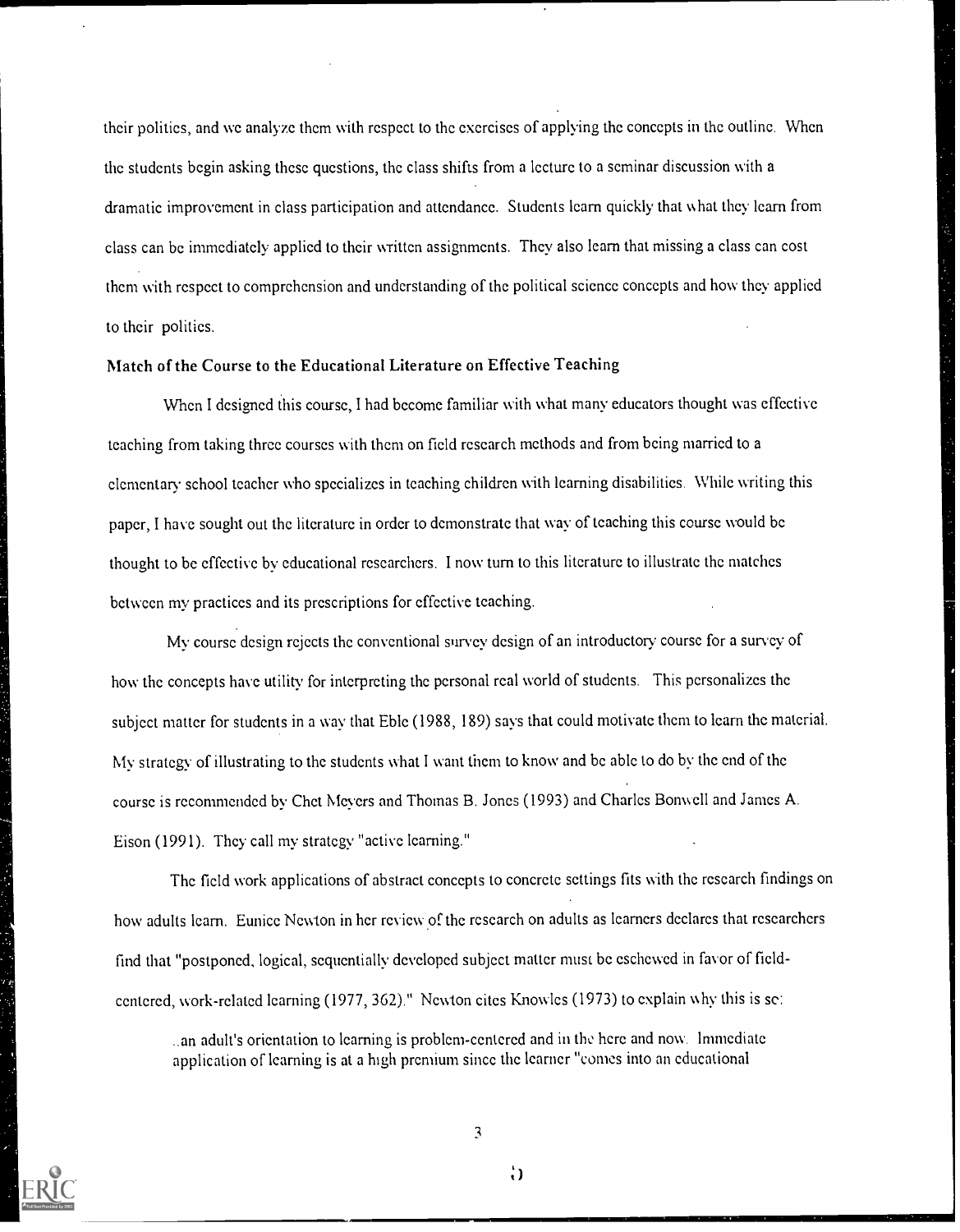their politics, and we analyze them with respect to the exercises of applying the concepts in the outline. When the students begin asking these questions, the class shifts from a lecture to a seminar discussion with a dramatic improvement in class participation and attendance. Students learn quickly that what they learn from class can be immediately applied to their written assignments. They also learn that missing a class can cost them with respect to comprehension and understanding of the political science concepts and how they applied to their politics.

## Match of the Course to the Educational Literature on Effective Teaching

When I designed this course, I had become familiar with what many educators thought was effective teaching from taking three courses with them on field research methods and from being married to a elementary school teacher who specializes in teaching children with learning disabilities. While writing this paper, I have sought out the literature in order to demonstrate that way of teaching this course would be thought to be effective by educational researchers. I now turn to this literature to illustrate the matches between my practices and its prescriptions for effective teaching.

My course design rejects the conventional survey design of an introductory course for a survey of how the concepts have utility for interpreting the personal real world of students. This personalizes the subject matter for students in a way that Eble (1988, 189) says that could motivate them to learn the material. My strategy of illustrating to the students what I want them to know and be able to do by the end of the course is recommended by Chet Meyers and Thomas B. Jones (1993) and Charles Bonwell and James A. Eison (1991). They call my strategy "active learning."

The field work applications of abstract concepts to concrete settings fits with the research findings on how adults learn. Eunice Newton in her review of the research on adults as learners declares that researchers find that "postponed, logical, sequentially developed subject matter must be eschewed in favor of field-centered, work-related learning (1977, 362)." Newton cites Knowles (1973) to explain why this is so:

> ...an adult's orientation to learning is problem-centered and in the here and now. Immediate application of learning is at a high premium since the learner "comes into an educational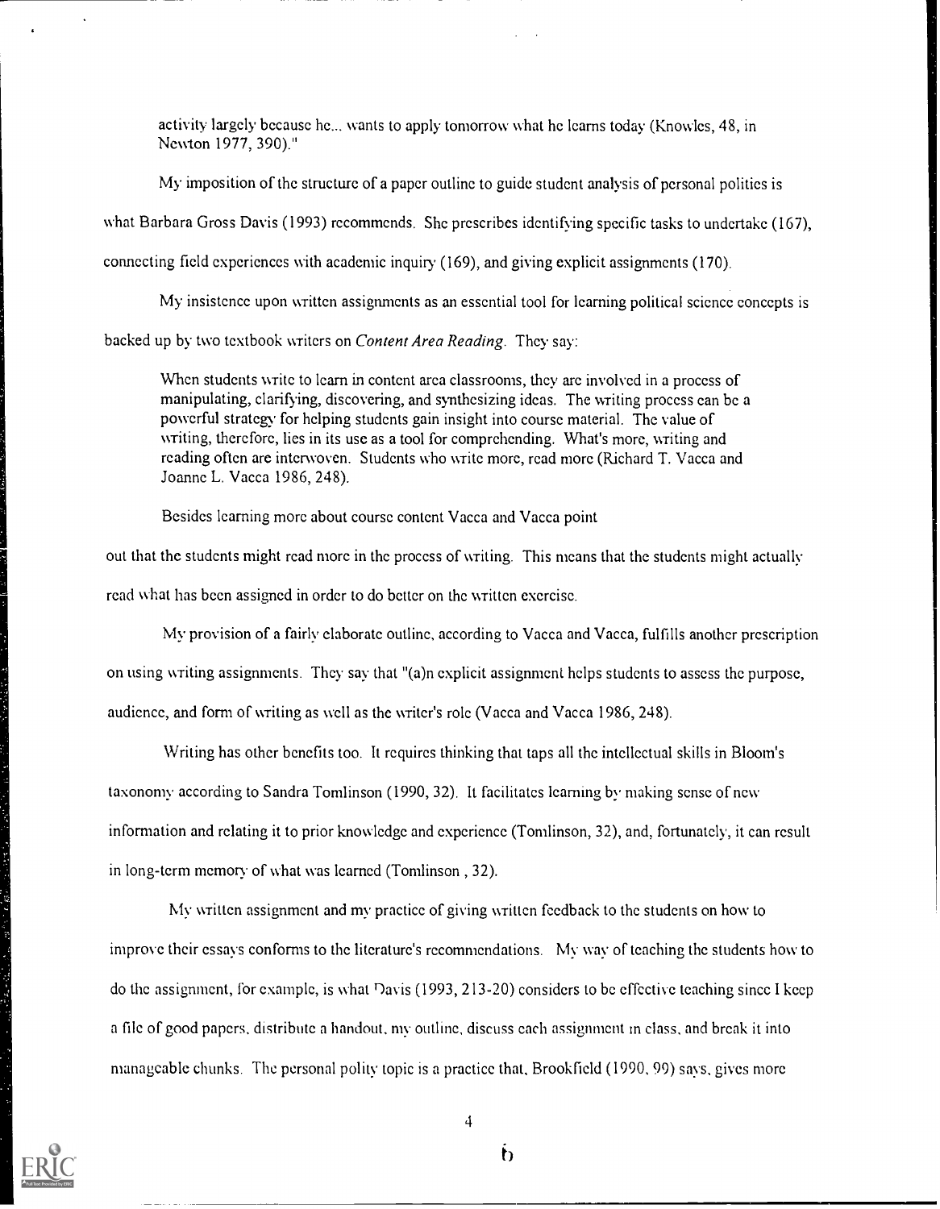> activity largely because he... wants to apply tomorrow what he learns today (Knowles, 48, in Newton 1977, 390)."

My imposition of the structure of a paper outline to guide student analysis of personal politics is what Barbara Gross Davis (1993) recommends. She prescribes identifying specific tasks to undertake (167), connecting field experiences with academic inquiry (169), and giving explicit assignments (170).

My insistence upon written assignments as an essential tool for learning political science concepts is backed up by two textbook writers on *Content Area Reading*. They say:

> When students write to learn in content area classrooms, they are involved in a process of manipulating, clarifying, discovering, and synthesizing ideas. The writing process can be a powerful strategy for helping students gain insight into course material. The value of writing, therefore, lies in its use as a tool for comprehending. What's more, writing and reading often are interwoven. Students who write more, read more (Richard T. Vacca and Joanne L. Vacca 1986, 248).

Besides learning more about course content Vacca and Vacca point out that the students might read more in the process of writing. This means that the students might actually read what has been assigned in order to do better on the written exercise.

My provision of a fairly elaborate outline, according to Vacca and Vacca, fulfills another prescription on using writing assignments. They say that "(a)n explicit assignment helps students to assess the purpose, audience, and form of writing as well as the writer's role (Vacca and Vacca 1986, 248).

Writing has other benefits too. It requires thinking that taps all the intellectual skills in Bloom's taxonomy according to Sandra Tomlinson (1990, 32). It facilitates learning by making sense of new information and relating it to prior knowledge and experience (Tomlinson, 32), and, fortunately, it can result in long-term memory of what was learned (Tomlinson , 32).

My written assignment and my practice of giving written feedback to the students on how to improve their essays conforms to the literature's recommendations. My way of teaching the students how to do the assignment, for example, is what Davis (1993, 213-20) considers to be effective teaching since I keep a file of good papers, distribute a handout, my outline, discuss each assignment in class, and break it into manageable chunks. The personal polity topic is a practice that, Brookfield (1990, 99) says, gives more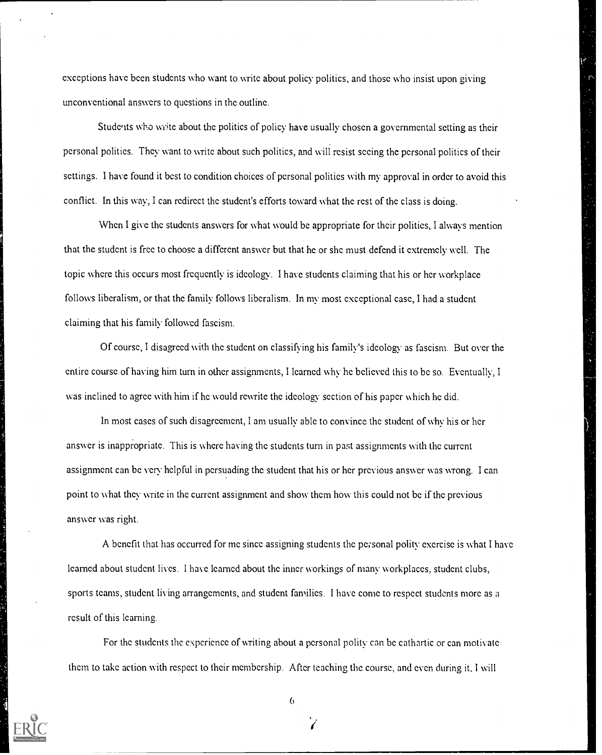exceptions have been students who want to write about policy politics, and those who insist upon giving unconventional answers to questions in the outline.

Students who write about the politics of policy have usually chosen a governmental setting as their personal politics. They want to write about such politics, and will resist seeing the personal politics of their settings. I have found it best to condition choices of personal politics with my approval in order to avoid this conflict. In this way, I can redirect the student's efforts toward what the rest of the class is doing.

When I give the students answers for what would be appropriate for their politics, I always mention that the student is free to choose a different answer but that he or she must defend it extremely well. The topic where this occurs most frequently is ideology. I have students claiming that his or her workplace follows liberalism, or that the family follows liberalism. In my most exceptional case, I had a student claiming that his family followed fascism.

Of course, I disagreed with the student on classifying his family's ideology as fascism. But over the entire course of having him turn in other assignments, I learned why he believed this to be so. Eventually, I was inclined to agree with him if he would rewrite the ideology section of his paper which he did.

In most cases of such disagreement, I am usually able to convince the student of why his or her answer is inappropriate. This is where having the students turn in past assignments with the current assignment can be very helpful in persuading the student that his or her previous answer was wrong. I can point to what they write in the current assignment and show them how this could not be if the previous answer was right.

A benefit that has occurred for me since assigning students the personal polity exercise is what I have learned about student lives. I have learned about the inner workings of many workplaces, student clubs, sports teams, student living arrangements, and student families. I have come to respect students more as a result of this learning.

For the students the experience of writing about a personal polity can be cathartic or can motivate them to take action with respect to their membership. After teaching the course, and even during it, I will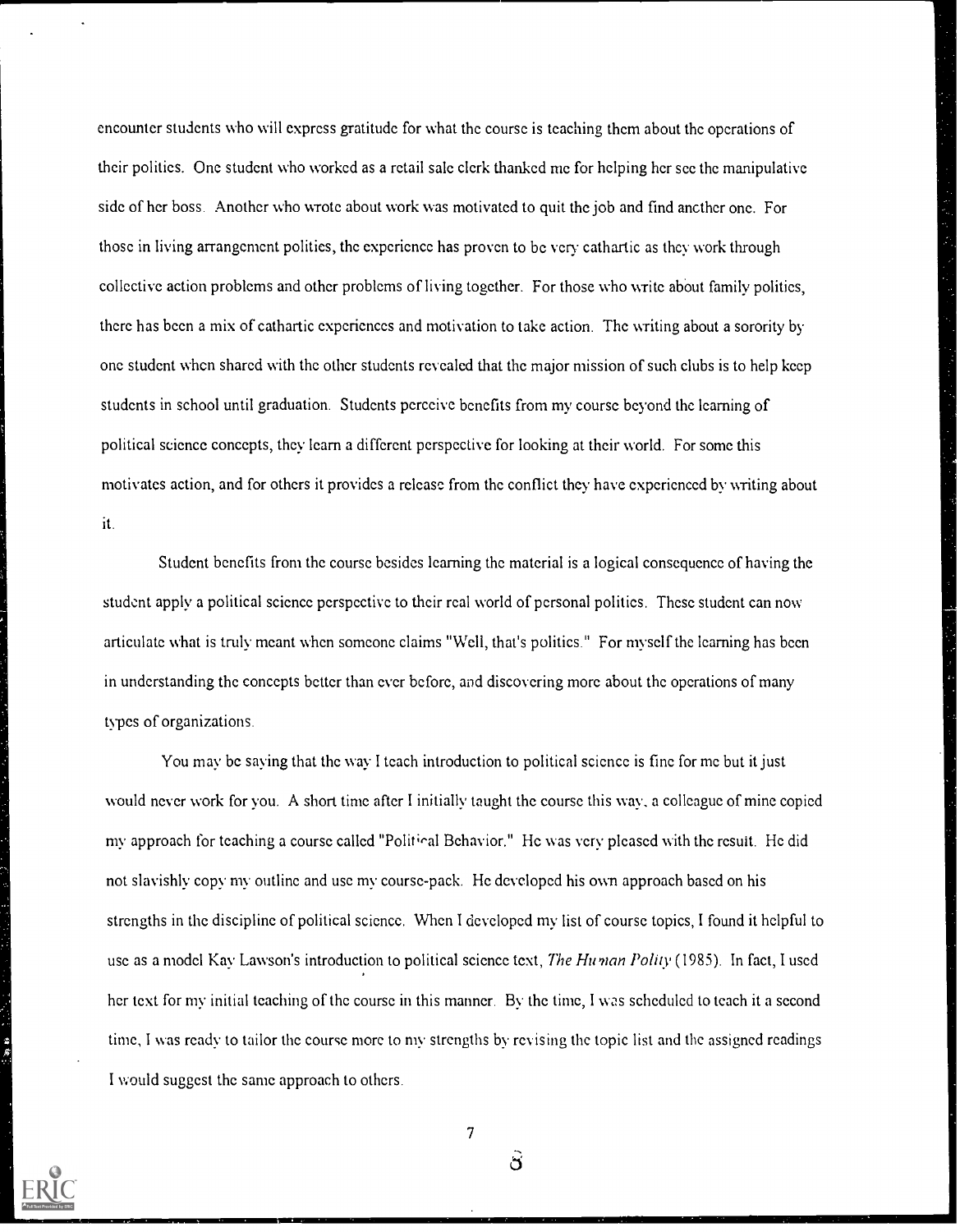encounter students who will express gratitude for what the course is teaching them about the operations of their politics. One student who worked as a retail sale clerk thanked me for helping her see the manipulative side of her boss. Another who wrote about work was motivated to quit the job and find another one. For those in living arrangement politics, the experience has proven to be very cathartic as they work through collective action problems and other problems of living together. For those who write about family politics, there has been a mix of cathartic experiences and motivation to take action. The writing about a sorority by one student when shared with the other students revealed that the major mission of such clubs is to help keep students in school until graduation. Students perceive benefits from my course beyond the learning of political science concepts, they learn a different perspective for looking at their world. For some this motivates action, and for others it provides a release from the conflict they have experienced by writing about it.

Student benefits from the course besides learning the material is a logical consequence of having the student apply a political science perspective to their real world of personal politics. These student can now articulate what is truly meant when someone claims "Well, that's politics." For myself the learning has been in understanding the concepts better than ever before, and discovering more about the operations of many types of organizations.

You may be saying that the way I teach introduction to political science is fine for me but it just would never work for you. A short time after I initially taught the course this way, a colleague of mine copied my approach for teaching a course called "Political Behavior." He was very pleased with the result. He did not slavishly copy my outline and use my course-pack. He developed his own approach based on his strengths in the discipline of political science. When I developed my list of course topics, I found it helpful to use as a model Kay Lawson's introduction to political science text, *The Human Polity* (1985). In fact, I used her text for my initial teaching of the course in this manner. By the time, I was scheduled to teach it a second time, I was ready to tailor the course more to my strengths by revising the topic list and the assigned readings I would suggest the same approach to others.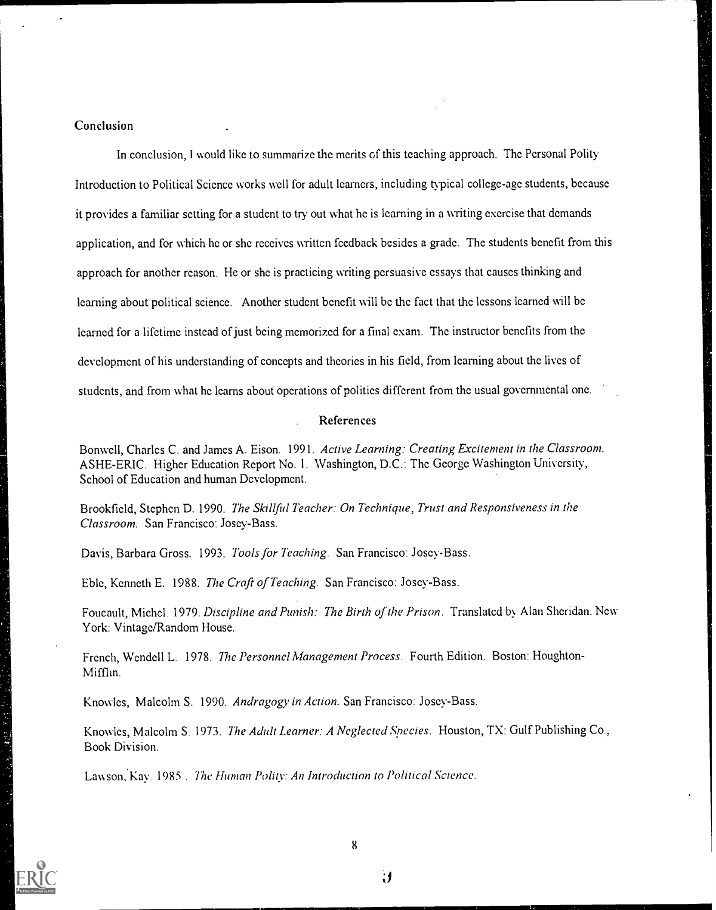## Conclusion

In conclusion, I would like to summarize the merits of this teaching approach. The Personal Polity Introduction to Political Science works well for adult learners, including typical college-age students, because it provides a familiar setting for a student to try out what he is learning in a writing exercise that demands application, and for which he or she receives written feedback besides a grade. The students benefit from this approach for another reason. He or she is practicing writing persuasive essays that causes thinking and learning about political science. Another student benefit will be the fact that the lessons learned will be learned for a lifetime instead of just being memorized for a final exam. The instructor benefits from the development of his understanding of concepts and theories in his field, from learning about the lives of students, and from what he learns about operations of politics different from the usual governmental one.

## References

Bonwell, Charles C. and James A. Eison. 1991. *Active Learning: Creating Excitement in the Classroom.* ASHE-ERIC. Higher Education Report No. 1. Washington, D.C.: The George Washington University, School of Education and human Development.

Brookfield, Stephen D. 1990. *The Skillful Teacher: On Technique, Trust and Responsiveness in the Classroom.* San Francisco: Josey-Bass.

Davis, Barbara Gross. 1993. *Tools for Teaching.* San Francisco: Josey-Bass.

Eble, Kenneth E. 1988. *The Craft of Teaching.* San Francisco: Josey-Bass.

Foucault, Michel. 1979. *Discipline and Punish: The Birth of the Prison.* Translated by Alan Sheridan. New York: Vintage/Random House.

French, Wendell L. 1978. *The Personnel Management Process.* Fourth Edition. Boston: Houghton-Mifflin.

Knowles, Malcolm S. 1990. *Andragogy in Action.* San Francisco: Josey-Bass.

Knowles, Malcolm S. 1973. *The Adult Learner: A Neglected Species.* Houston, TX: Gulf Publishing Co., Book Division.

Lawson, Kay. 1985. *The Human Polity: An Introduction to Political Science.*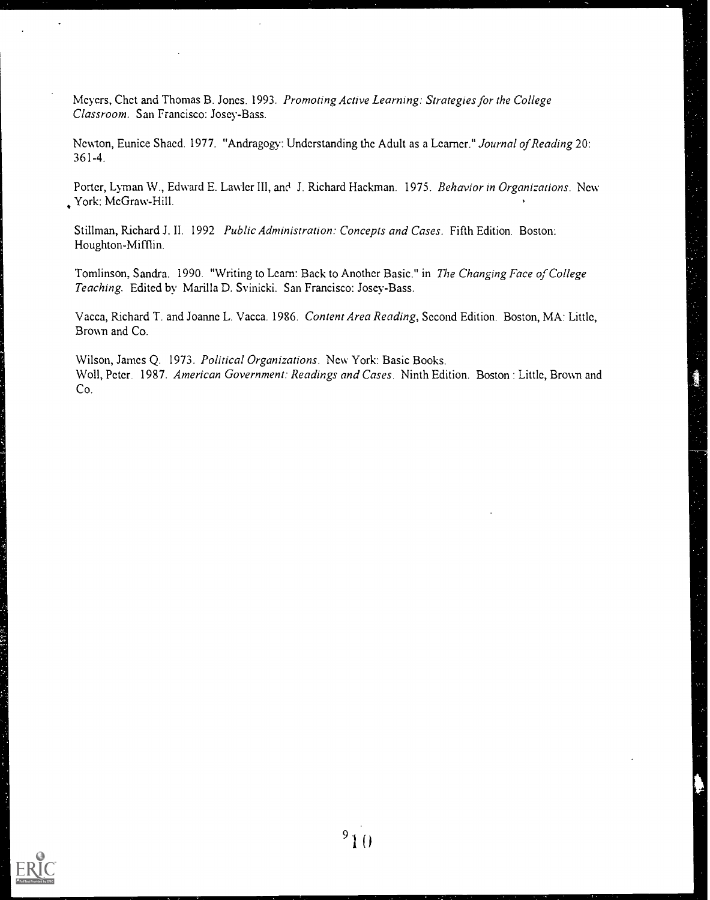Meyers, Chet and Thomas B. Jones. 1993. *Promoting Active Learning: Strategies for the College Classroom.* San Francisco: Josey-Bass.

Newton, Eunice Shaed. 1977. "Andragogy: Understanding the Adult as a Learner." *Journal of Reading* 20: 361-4.

Porter, Lyman W., Edward E. Lawler III, and J. Richard Hackman. 1975. *Behavior in Organizations.* New York: McGraw-Hill.

Stillman, Richard J. II. 1992 *Public Administration: Concepts and Cases.* Fifth Edition. Boston: Houghton-Mifflin.

Tomlinson, Sandra. 1990. "Writing to Learn: Back to Another Basic." in *The Changing Face of College Teaching.* Edited by Marilla D. Svinicki. San Francisco: Josey-Bass.

Vacca, Richard T. and Joanne L. Vacca. 1986. *Content Area Reading*, Second Edition. Boston, MA: Little, Brown and Co.

Wilson, James Q. 1973. *Political Organizations.* New York: Basic Books.

Woll, Peter. 1987. *American Government: Readings and Cases.* Ninth Edition. Boston : Little, Brown and Co.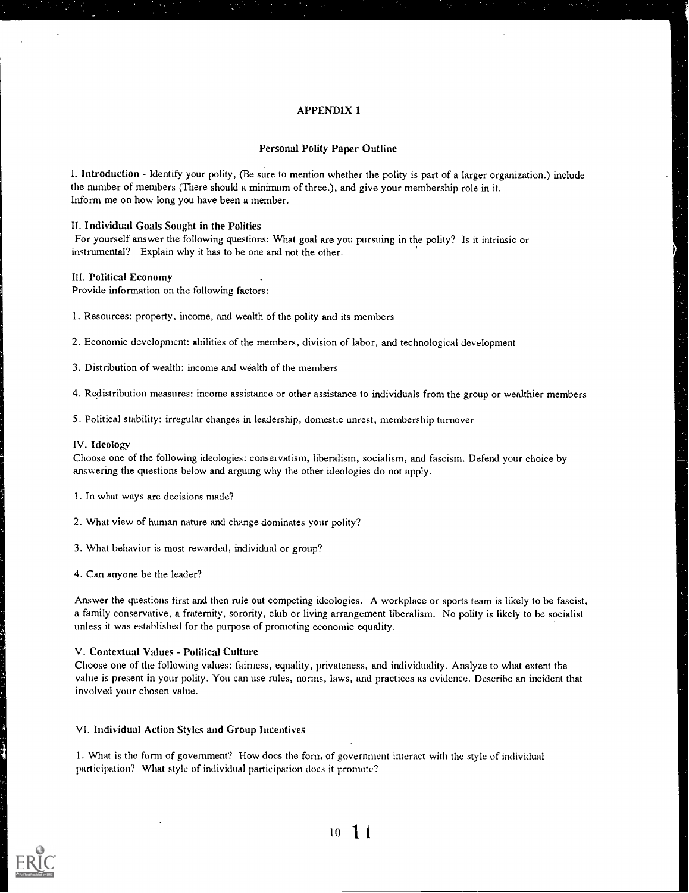# APPENDIX 1

## Personal Polity Paper Outline

I. **Introduction** - Identify your polity, (Be sure to mention whether the polity is part of a larger organization.) include the number of members (There should a minimum of three.), and give your membership role in it. Inform me on how long you have been a member.

### II. Individual Goals Sought in the Polities

For yourself answer the following questions: What goal are you pursuing in the polity? Is it intrinsic or instrumental? Explain why it has to be one and not the other.

### III. Political Economy

Provide information on the following factors:

1. Resources: property, income, and wealth of the polity and its members

2. Economic development: abilities of the members, division of labor, and technological development

3. Distribution of wealth: income and wealth of the members

4. Redistribution measures: income assistance or other assistance to individuals from the group or wealthier members

5. Political stability: irregular changes in leadership, domestic unrest, membership turnover

### IV. Ideology

Choose one of the following ideologies: conservatism, liberalism, socialism, and fascism. Defend your choice by answering the questions below and arguing why the other ideologies do not apply.

1. In what ways are decisions made?

2. What view of human nature and change dominates your polity?

3. What behavior is most rewarded, individual or group?

4. Can anyone be the leader?

Answer the questions first and then rule out competing ideologies. A workplace or sports team is likely to be fascist, a family conservative, a fraternity, sorority, club or living arrangement liberalism. No polity is likely to be socialist unless it was established for the purpose of promoting economic equality.

### V. Contextual Values - Political Culture

Choose one of the following values: fairness, equality, privateness, and individuality. Analyze to what extent the value is present in your polity. You can use rules, norms, laws, and practices as evidence. Describe an incident that involved your chosen value.

### VI. Individual Action Styles and Group Incentives

1. What is the form of government? How does the form of government interact with the style of individual participation? What style of individual participation does it promote?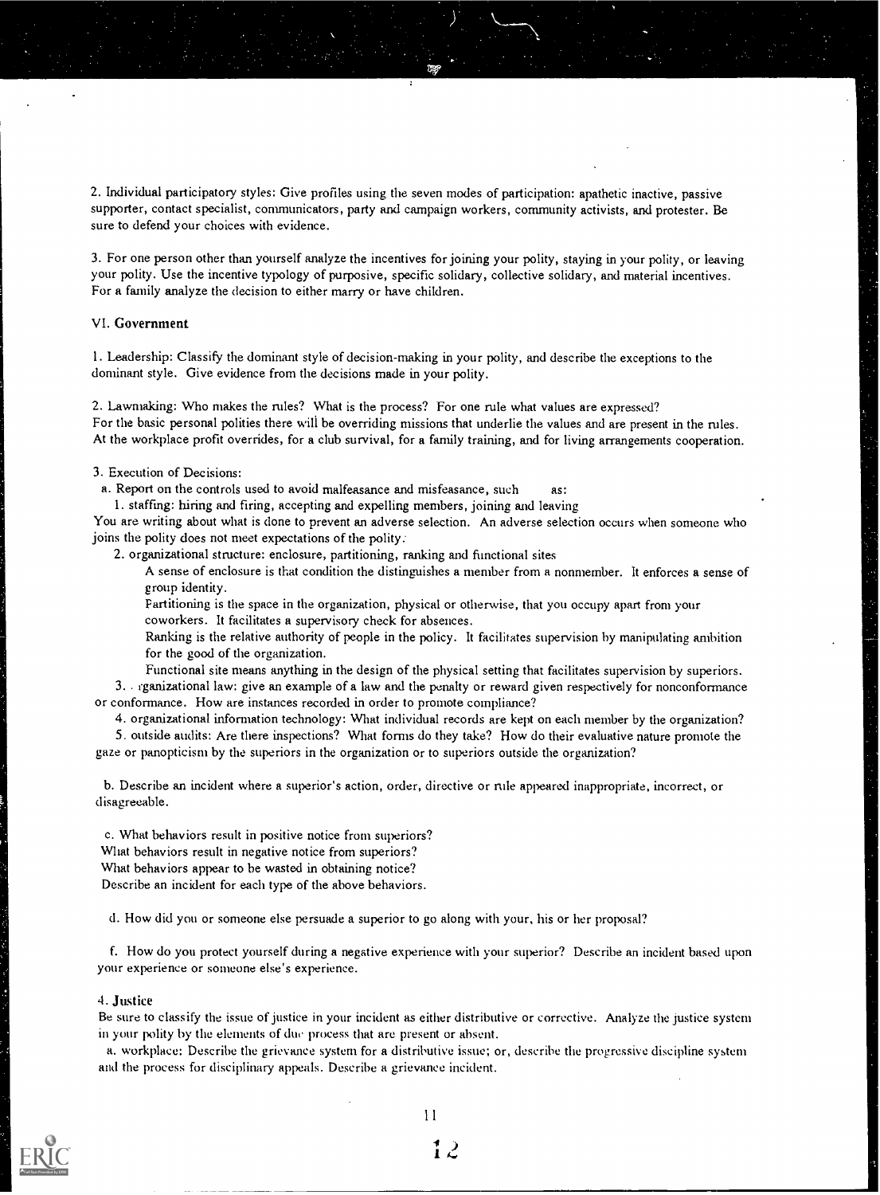2. Individual participatory styles: Give profiles using the seven modes of participation: apathetic inactive, passive supporter, contact specialist, communicators, party and campaign workers, community activists, and protester. Be sure to defend your choices with evidence.

3. For one person other than yourself analyze the incentives for joining your polity, staying in your polity, or leaving your polity. Use the incentive typology of purposive, specific solidary, collective solidary, and material incentives. For a family analyze the decision to either marry or have children.

## VI. Government

1. Leadership: Classify the dominant style of decision-making in your polity, and describe the exceptions to the dominant style. Give evidence from the decisions made in your polity.

2. Lawmaking: Who makes the rules? What is the process? For one rule what values are expressed? For the basic personal polities there will be overriding missions that underlie the values and are present in the rules. At the workplace profit overrides, for a club survival, for a family training, and for living arrangements cooperation.

3. Execution of Decisions:

a. Report on the controls used to avoid malfeasance and misfeasance, such as:

1. staffing: hiring and firing, accepting and expelling members, joining and leaving

You are writing about what is done to prevent an adverse selection. An adverse selection occurs when someone who joins the polity does not meet expectations of the polity.

2. organizational structure: enclosure, partitioning, ranking and functional sites

A sense of enclosure is that condition the distinguishes a member from a nonmember. It enforces a sense of group identity.

Partitioning is the space in the organization, physical or otherwise, that you occupy apart from your coworkers. It facilitates a supervisory check for absences.

Ranking is the relative authority of people in the policy. It facilitates supervision by manipulating ambition for the good of the organization.

Functional site means anything in the design of the physical setting that facilitates supervision by superiors.

3. rganizational law: give an example of a law and the penalty or reward given respectively for nonconformance or conformance. How are instances recorded in order to promote compliance?

4. organizational information technology: What individual records are kept on each member by the organization?

5. outside audits: Are there inspections? What forms do they take? How do their evaluative nature promote the gaze or panopticism by the superiors in the organization or to superiors outside the organization?

b. Describe an incident where a superior's action, order, directive or rule appeared inappropriate, incorrect, or disagreeable.

c. What behaviors result in positive notice from superiors?
What behaviors result in negative notice from superiors?
What behaviors appear to be wasted in obtaining notice?
Describe an incident for each type of the above behaviors.

d. How did you or someone else persuade a superior to go along with your, his or her proposal?

f. How do you protect yourself during a negative experience with your superior? Describe an incident based upon your experience or someone else's experience.

4. **Justice**

Be sure to classify the issue of justice in your incident as either distributive or corrective. Analyze the justice system in your polity by the elements of due process that are present or absent.

a. workplace: Describe the grievance system for a distributive issue; or, describe the progressive discipline system and the process for disciplinary appeals. Describe a grievance incident.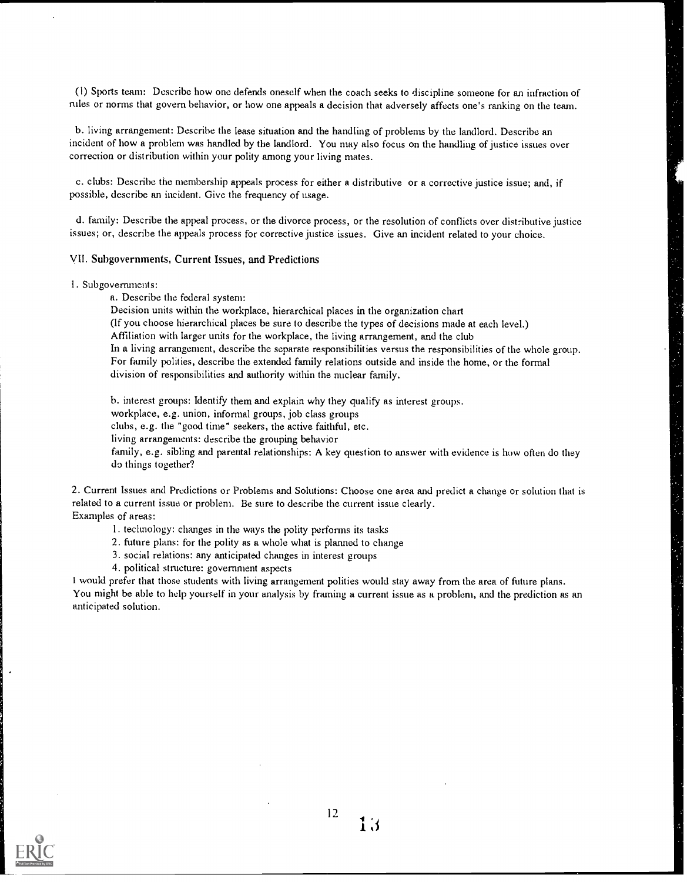(l) Sports team: Describe how one defends oneself when the coach seeks to discipline someone for an infraction of rules or norms that govern behavior, or how one appeals a decision that adversely affects one's ranking on the team.

b. living arrangement: Describe the lease situation and the handling of problems by the landlord. Describe an incident of how a problem was handled by the landlord. You may also focus on the handling of justice issues over correction or distribution within your polity among your living mates.

c. clubs: Describe the membership appeals process for either a distributive or a corrective justice issue; and, if possible, describe an incident. Give the frequency of usage.

d. family: Describe the appeal process, or the divorce process, or the resolution of conflicts over distributive justice issues; or, describe the appeals process for corrective justice issues. Give an incident related to your choice.

## VII. Subgovernments, Current Issues, and Predictions

1. Subgovernments:

   a. Describe the federal system:
   Decision units within the workplace, hierarchical places in the organization chart
   (If you choose hierarchical places be sure to describe the types of decisions made at each level.)
   Affiliation with larger units for the workplace, the living arrangement, and the club
   In a living arrangement, describe the separate responsibilities versus the responsibilities of the whole group.
   For family polities, describe the extended family relations outside and inside the home, or the formal division of responsibilities and authority within the nuclear family.

   b. interest groups: Identify them and explain why they qualify as interest groups.
   workplace, e.g. union, informal groups, job class groups
   clubs, e.g. the "good time" seekers, the active faithful, etc.
   living arrangements: describe the grouping behavior
   family, e.g. sibling and parental relationships: A key question to answer with evidence is how often do they do things together?

2. Current Issues and Predictions or Problems and Solutions: Choose one area and predict a change or solution that is related to a current issue or problem. Be sure to describe the current issue clearly.
Examples of areas:

   1. technology: changes in the ways the polity performs its tasks
   2. future plans: for the polity as a whole what is planned to change
   3. social relations: any anticipated changes in interest groups
   4. political structure: government aspects

I would prefer that those students with living arrangement polities would stay away from the area of future plans. You might be able to help yourself in your analysis by framing a current issue as a problem, and the prediction as an anticipated solution.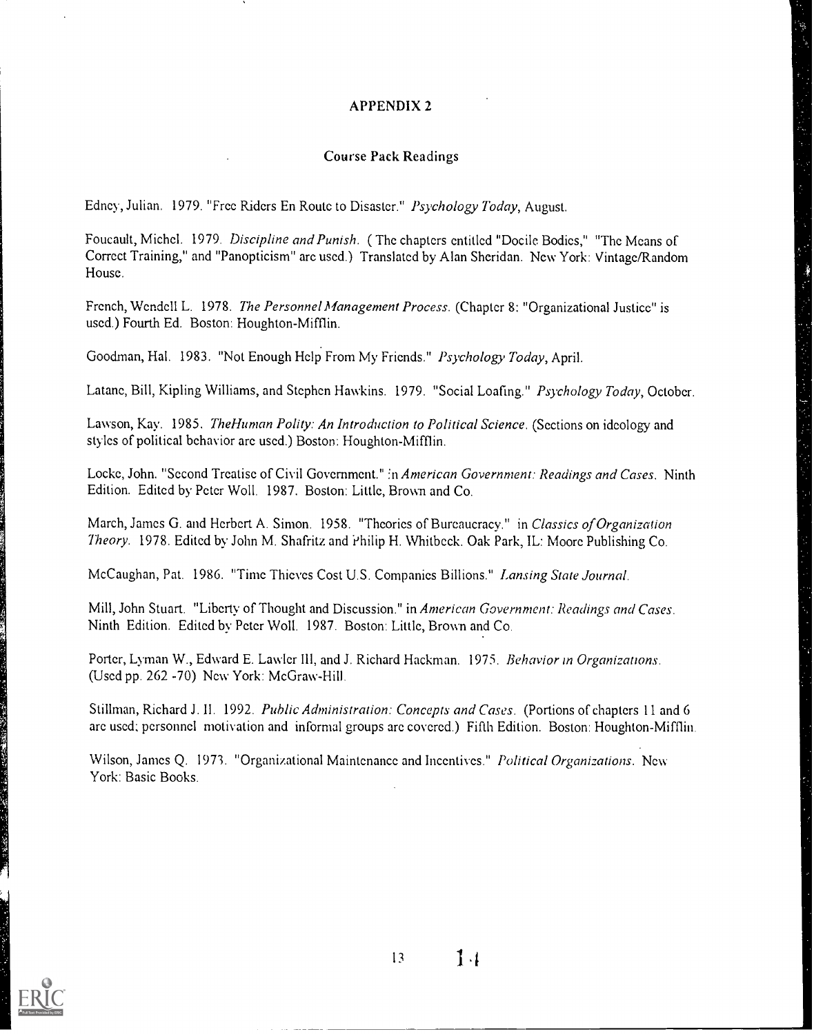# APPENDIX 2

## Course Pack Readings

Edney, Julian. 1979. "Free Riders En Route to Disaster." *Psychology Today*, August.

Foucault, Michel. 1979. *Discipline and Punish*. ( The chapters entitled "Docile Bodies," "The Means of Correct Training," and "Panopticism" are used.) Translated by Alan Sheridan. New York: Vintage/Random House.

French, Wendell L. 1978. *The Personnel Management Process*. (Chapter 8: "Organizational Justice" is used.) Fourth Ed. Boston: Houghton-Mifflin.

Goodman, Hal. 1983. "Not Enough Help From My Friends." *Psychology Today*, April.

Latane, Bill, Kipling Williams, and Stephen Hawkins. 1979. "Social Loafing." *Psychology Today*, October.

Lawson, Kay. 1985. *TheHuman Polity: An Introduction to Political Science*. (Sections on ideology and styles of political behavior are used.) Boston: Houghton-Mifflin.

Locke, John. "Second Treatise of Civil Government." in *American Government: Readings and Cases*. Ninth Edition. Edited by Peter Woll. 1987. Boston: Little, Brown and Co.

March, James G. and Herbert A. Simon. 1958. "Theories of Bureaucracy." in *Classics of Organization Theory*. 1978. Edited by John M. Shafritz and Philip H. Whitbeck. Oak Park, IL: Moore Publishing Co.

McCaughan, Pat. 1986. "Time Thieves Cost U.S. Companies Billions." *Lansing State Journal*.

Mill, John Stuart. "Liberty of Thought and Discussion." in *American Government: Readings and Cases*. Ninth Edition. Edited by Peter Woll. 1987. Boston: Little, Brown and Co.

Porter, Lyman W., Edward E. Lawler III, and J. Richard Hackman. 1975. *Behavior in Organizations*. (Used pp. 262 -70) New York: McGraw-Hill.

Stillman, Richard J. II. 1992. *Public Administration: Concepts and Cases*. (Portions of chapters 11 and 6 are used; personnel motivation and informal groups are covered.) Fifth Edition. Boston: Houghton-Mifflin.

Wilson, James Q. 1973. "Organizational Maintenance and Incentives." *Political Organizations*. New York: Basic Books.